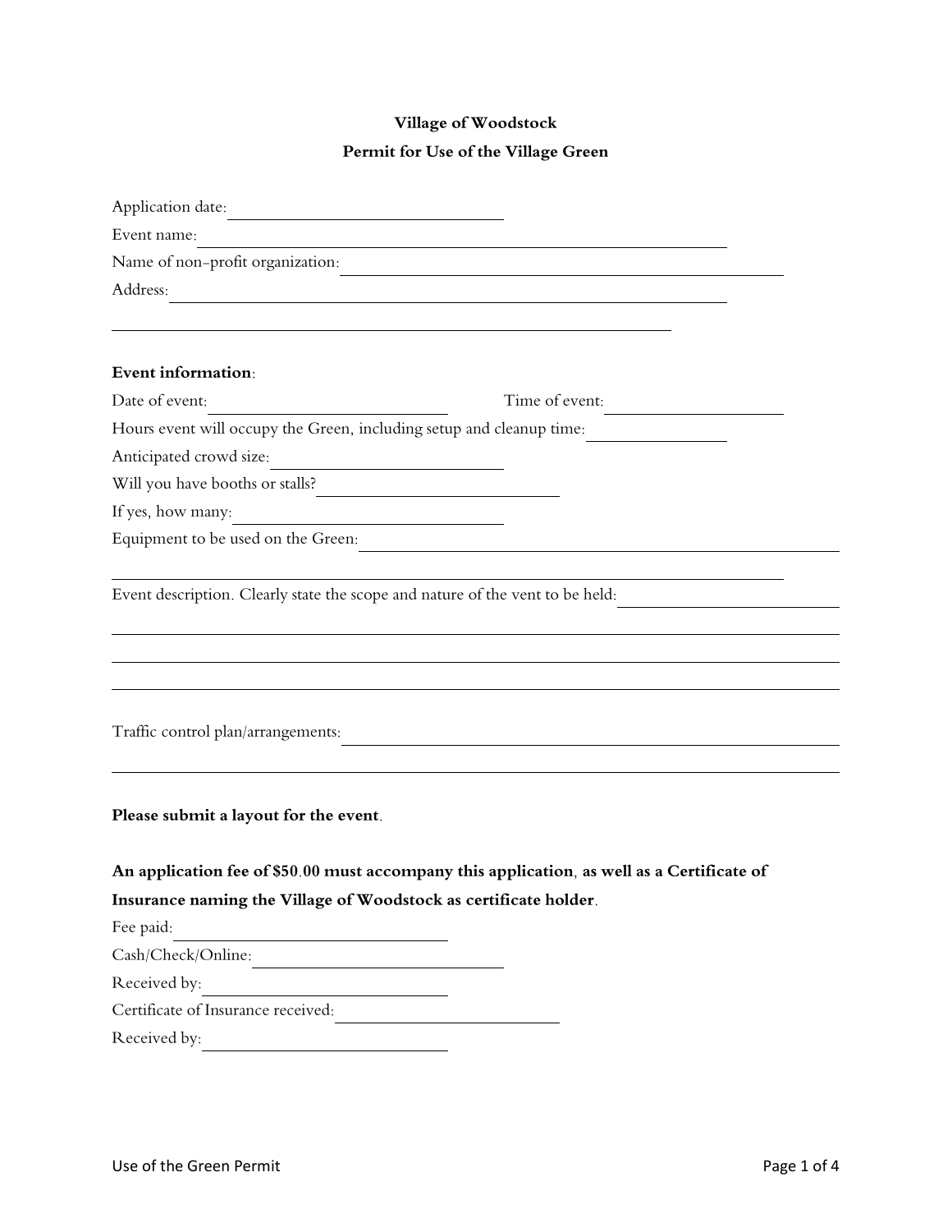**Village of Woodstock**

**Permit for Use of the Village Green**

Application date: ______________________

Event name: ______________________________________________

Name of non-profit organization: ________________________________

Address: _________________________________________________

_________________________________________________________

**Event information**:

Date of event: ____________________ Time of event: ______________

Hours event will occupy the Green, including setup and cleanup time: __________

Anticipated crowd size: __________________

Will you have booths or stalls? __________________

If yes, how many: __________________

Equipment to be used on the Green: ______________________________________

_________________________________________________________

Event description. Clearly state the scope and nature of the vent to be held: ______________

_________________________________________________________

_________________________________________________________

_________________________________________________________

Traffic control plan/arrangements: ______________________________________

_________________________________________________________

**Please submit a layout for the event**.

**An application fee of $50.00 must accompany this application**, **as well as a Certificate of Insurance naming the Village of Woodstock as certificate holder**.

Fee paid: ____________________

Cash/Check/Online: ____________________

Received by: ____________________

Certificate of Insurance received: ____________________

Received by: ____________________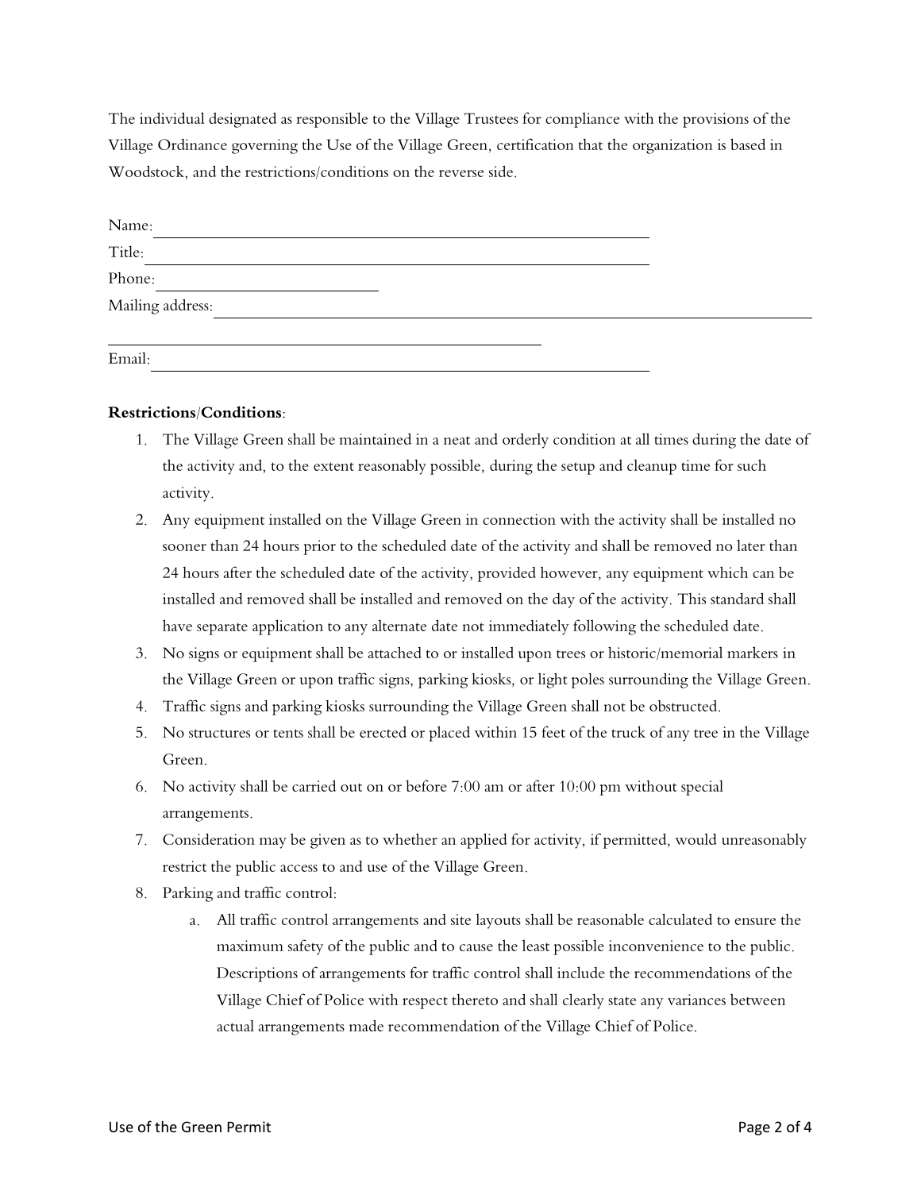The individual designated as responsible to the Village Trustees for compliance with the provisions of the Village Ordinance governing the Use of the Village Green, certification that the organization is based in Woodstock, and the restrictions/conditions on the reverse side.

Name: ____________________________________________

Title: ____________________________________________

Phone: ____________________

Mailing address: ____________________________________________

____________________________________

Email: ____________________________________________

**Restrictions/Conditions**:

1. The Village Green shall be maintained in a neat and orderly condition at all times during the date of the activity and, to the extent reasonably possible, during the setup and cleanup time for such activity.
2. Any equipment installed on the Village Green in connection with the activity shall be installed no sooner than 24 hours prior to the scheduled date of the activity and shall be removed no later than 24 hours after the scheduled date of the activity, provided however, any equipment which can be installed and removed shall be installed and removed on the day of the activity. This standard shall have separate application to any alternate date not immediately following the scheduled date.
3. No signs or equipment shall be attached to or installed upon trees or historic/memorial markers in the Village Green or upon traffic signs, parking kiosks, or light poles surrounding the Village Green.
4. Traffic signs and parking kiosks surrounding the Village Green shall not be obstructed.
5. No structures or tents shall be erected or placed within 15 feet of the truck of any tree in the Village Green.
6. No activity shall be carried out on or before 7:00 am or after 10:00 pm without special arrangements.
7. Consideration may be given as to whether an applied for activity, if permitted, would unreasonably restrict the public access to and use of the Village Green.
8. Parking and traffic control:
    a. All traffic control arrangements and site layouts shall be reasonable calculated to ensure the maximum safety of the public and to cause the least possible inconvenience to the public. Descriptions of arrangements for traffic control shall include the recommendations of the Village Chief of Police with respect thereto and shall clearly state any variances between actual arrangements made recommendation of the Village Chief of Police.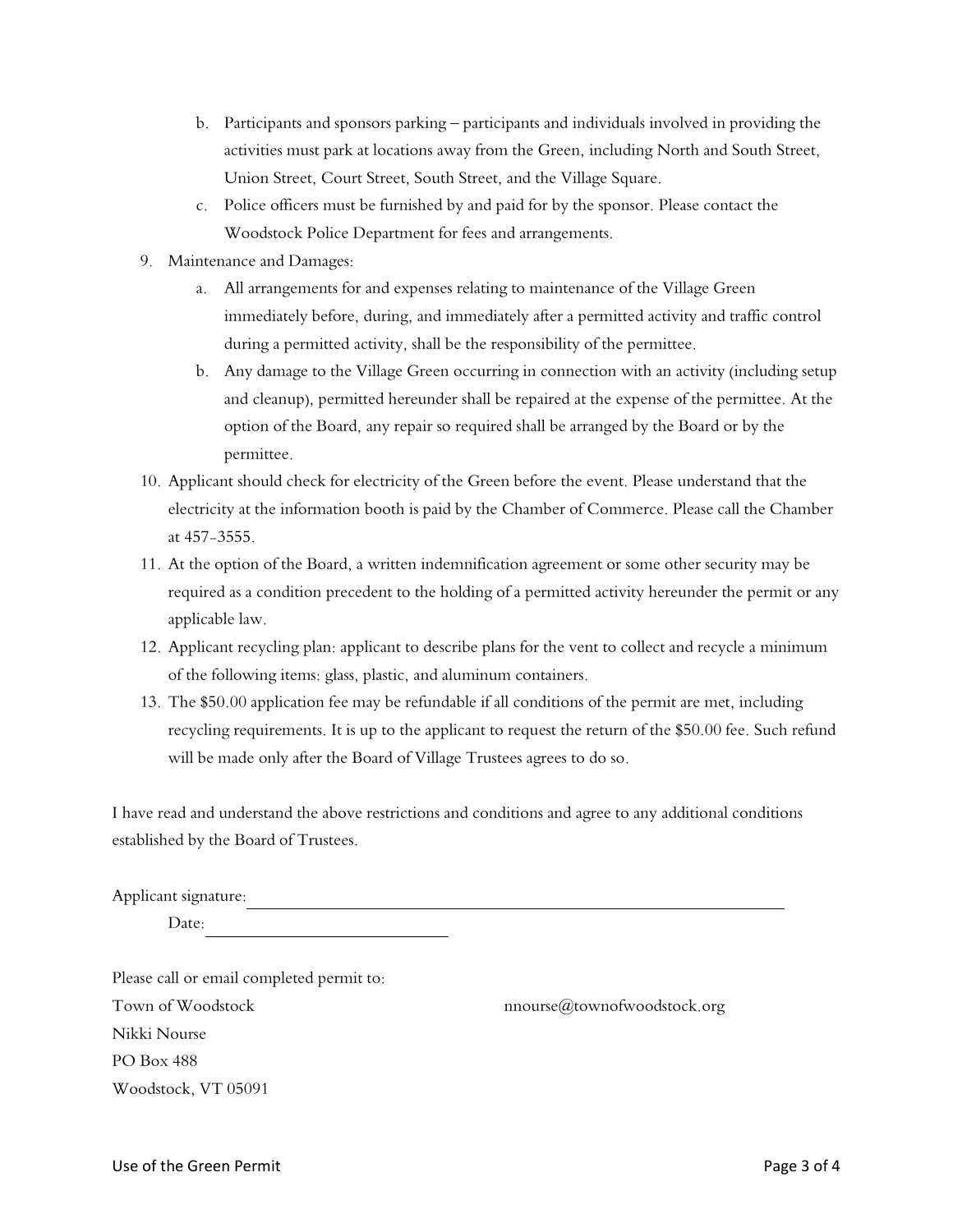b. Participants and sponsors parking – participants and individuals involved in providing the activities must park at locations away from the Green, including North and South Street, Union Street, Court Street, South Street, and the Village Square.
   c. Police officers must be furnished by and paid for by the sponsor. Please contact the Woodstock Police Department for fees and arrangements.

9. Maintenance and Damages:
   a. All arrangements for and expenses relating to maintenance of the Village Green immediately before, during, and immediately after a permitted activity and traffic control during a permitted activity, shall be the responsibility of the permittee.
   b. Any damage to the Village Green occurring in connection with an activity (including setup and cleanup), permitted hereunder shall be repaired at the expense of the permittee. At the option of the Board, any repair so required shall be arranged by the Board or by the permittee.
10. Applicant should check for electricity of the Green before the event. Please understand that the electricity at the information booth is paid by the Chamber of Commerce. Please call the Chamber at 457-3555.
11. At the option of the Board, a written indemnification agreement or some other security may be required as a condition precedent to the holding of a permitted activity hereunder the permit or any applicable law.
12. Applicant recycling plan: applicant to describe plans for the vent to collect and recycle a minimum of the following items: glass, plastic, and aluminum containers.
13. The $50.00 application fee may be refundable if all conditions of the permit are met, including recycling requirements. It is up to the applicant to request the return of the $50.00 fee. Such refund will be made only after the Board of Village Trustees agrees to do so.

I have read and understand the above restrictions and conditions and agree to any additional conditions established by the Board of Trustees.

Applicant signature: ______________________________________________

Date: ____________________

Please call or email completed permit to:

Town of Woodstock
Nikki Nourse
PO Box 488
Woodstock, VT 05091

nnourse@townofwoodstock.org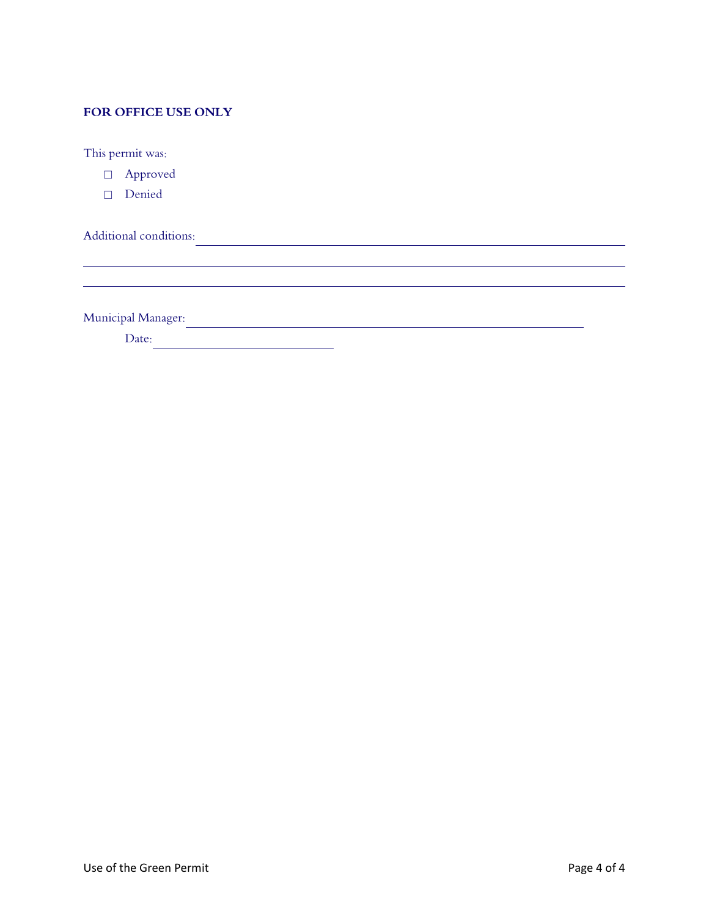**FOR OFFICE USE ONLY**

This permit was:

- ☐ Approved
- ☐ Denied

Additional conditions: ____________________________________________

____________________________________________________________

____________________________________________________________

Municipal Manager: ______________________________________

Date: ____________________